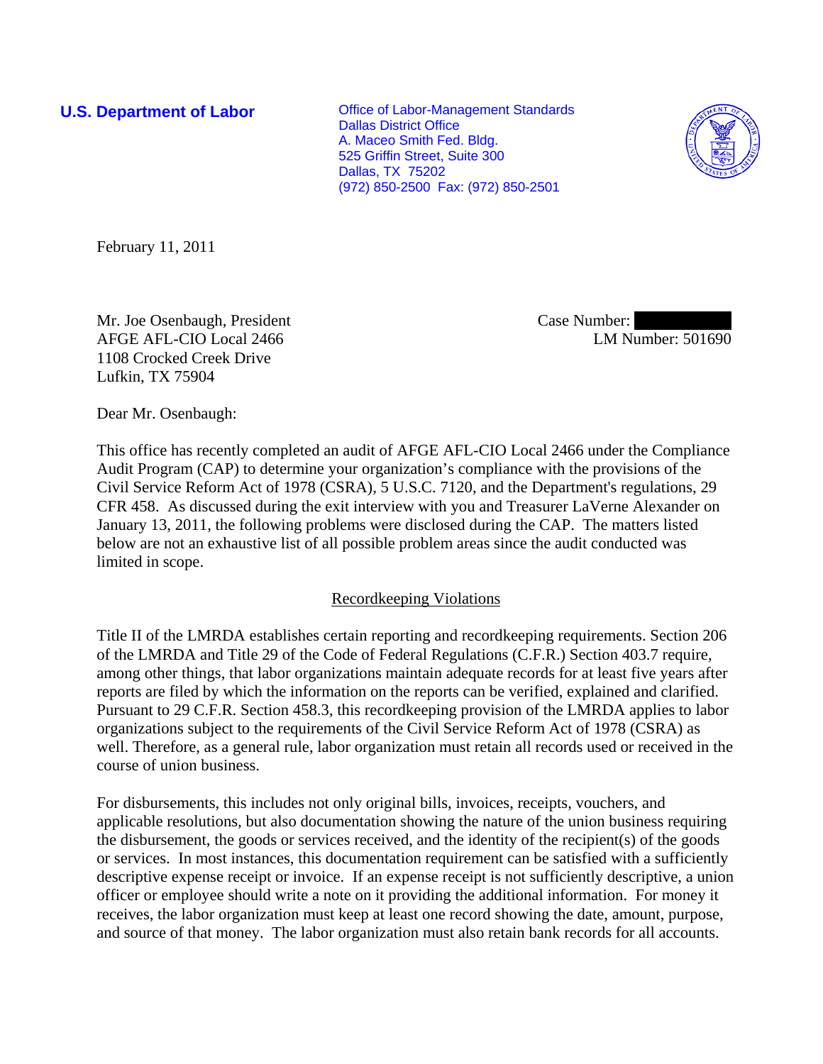**U.S. Department of Labor**

Office of Labor-Management Standards
Dallas District Office
A. Maceo Smith Fed. Bldg.
525 Griffin Street, Suite 300
Dallas, TX 75202
(972) 850-2500 Fax: (972) 850-2501

February 11, 2011

Mr. Joe Osenbaugh, President
AFGE AFL-CIO Local 2466
1108 Crocked Creek Drive
Lufkin, TX 75904

Case Number: 
LM Number: 501690

Dear Mr. Osenbaugh:

This office has recently completed an audit of AFGE AFL-CIO Local 2466 under the Compliance Audit Program (CAP) to determine your organization's compliance with the provisions of the Civil Service Reform Act of 1978 (CSRA), 5 U.S.C. 7120, and the Department's regulations, 29 CFR 458. As discussed during the exit interview with you and Treasurer LaVerne Alexander on January 13, 2011, the following problems were disclosed during the CAP. The matters listed below are not an exhaustive list of all possible problem areas since the audit conducted was limited in scope.

## Recordkeeping Violations

Title II of the LMRDA establishes certain reporting and recordkeeping requirements. Section 206 of the LMRDA and Title 29 of the Code of Federal Regulations (C.F.R.) Section 403.7 require, among other things, that labor organizations maintain adequate records for at least five years after reports are filed by which the information on the reports can be verified, explained and clarified. Pursuant to 29 C.F.R. Section 458.3, this recordkeeping provision of the LMRDA applies to labor organizations subject to the requirements of the Civil Service Reform Act of 1978 (CSRA) as well. Therefore, as a general rule, labor organization must retain all records used or received in the course of union business.

For disbursements, this includes not only original bills, invoices, receipts, vouchers, and applicable resolutions, but also documentation showing the nature of the union business requiring the disbursement, the goods or services received, and the identity of the recipient(s) of the goods or services. In most instances, this documentation requirement can be satisfied with a sufficiently descriptive expense receipt or invoice. If an expense receipt is not sufficiently descriptive, a union officer or employee should write a note on it providing the additional information. For money it receives, the labor organization must keep at least one record showing the date, amount, purpose, and source of that money. The labor organization must also retain bank records for all accounts.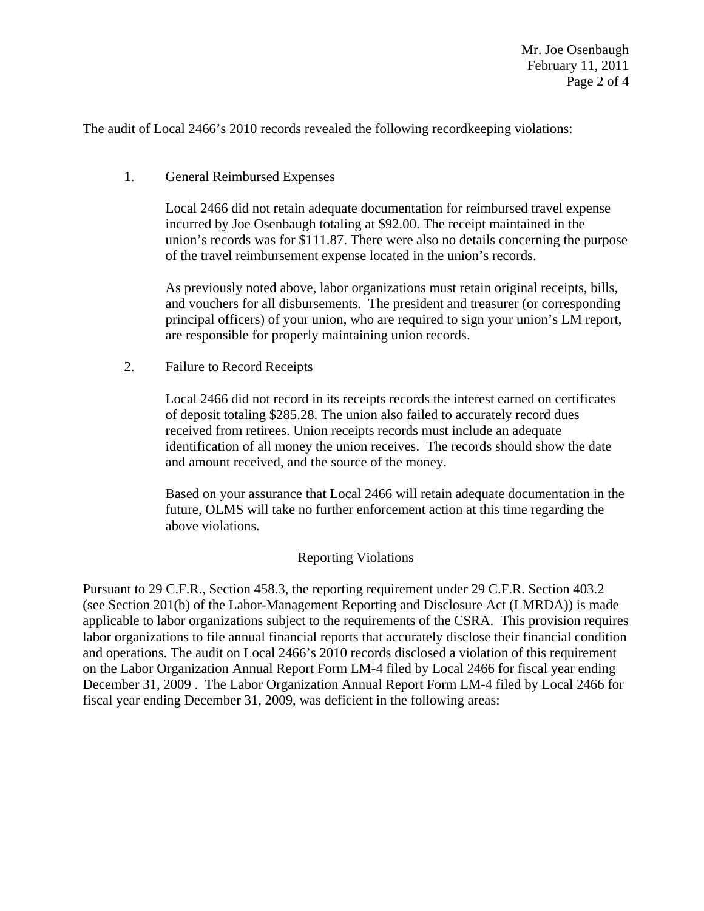The audit of Local 2466's 2010 records revealed the following recordkeeping violations:

1. General Reimbursed Expenses

   Local 2466 did not retain adequate documentation for reimbursed travel expense incurred by Joe Osenbaugh totaling at $92.00. The receipt maintained in the union's records was for $111.87. There were also no details concerning the purpose of the travel reimbursement expense located in the union's records.

   As previously noted above, labor organizations must retain original receipts, bills, and vouchers for all disbursements. The president and treasurer (or corresponding principal officers) of your union, who are required to sign your union's LM report, are responsible for properly maintaining union records.

2. Failure to Record Receipts

   Local 2466 did not record in its receipts records the interest earned on certificates of deposit totaling $285.28. The union also failed to accurately record dues received from retirees. Union receipts records must include an adequate identification of all money the union receives. The records should show the date and amount received, and the source of the money.

   Based on your assurance that Local 2466 will retain adequate documentation in the future, OLMS will take no further enforcement action at this time regarding the above violations.

## Reporting Violations

Pursuant to 29 C.F.R., Section 458.3, the reporting requirement under 29 C.F.R. Section 403.2 (see Section 201(b) of the Labor-Management Reporting and Disclosure Act (LMRDA)) is made applicable to labor organizations subject to the requirements of the CSRA. This provision requires labor organizations to file annual financial reports that accurately disclose their financial condition and operations. The audit on Local 2466's 2010 records disclosed a violation of this requirement on the Labor Organization Annual Report Form LM-4 filed by Local 2466 for fiscal year ending December 31, 2009 . The Labor Organization Annual Report Form LM-4 filed by Local 2466 for fiscal year ending December 31, 2009, was deficient in the following areas: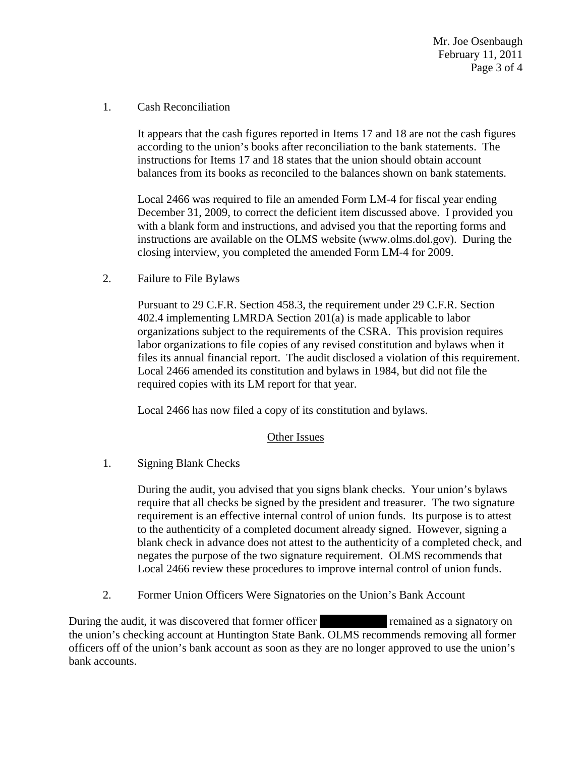1. Cash Reconciliation

   It appears that the cash figures reported in Items 17 and 18 are not the cash figures according to the union's books after reconciliation to the bank statements. The instructions for Items 17 and 18 states that the union should obtain account balances from its books as reconciled to the balances shown on bank statements.

   Local 2466 was required to file an amended Form LM-4 for fiscal year ending December 31, 2009, to correct the deficient item discussed above. I provided you with a blank form and instructions, and advised you that the reporting forms and instructions are available on the OLMS website (www.olms.dol.gov). During the closing interview, you completed the amended Form LM-4 for 2009.

2. Failure to File Bylaws

   Pursuant to 29 C.F.R. Section 458.3, the requirement under 29 C.F.R. Section 402.4 implementing LMRDA Section 201(a) is made applicable to labor organizations subject to the requirements of the CSRA. This provision requires labor organizations to file copies of any revised constitution and bylaws when it files its annual financial report. The audit disclosed a violation of this requirement. Local 2466 amended its constitution and bylaws in 1984, but did not file the required copies with its LM report for that year.

   Local 2466 has now filed a copy of its constitution and bylaws.

## Other Issues

1. Signing Blank Checks

   During the audit, you advised that you signs blank checks. Your union's bylaws require that all checks be signed by the president and treasurer. The two signature requirement is an effective internal control of union funds. Its purpose is to attest to the authenticity of a completed document already signed. However, signing a blank check in advance does not attest to the authenticity of a completed check, and negates the purpose of the two signature requirement. OLMS recommends that Local 2466 review these procedures to improve internal control of union funds.

2. Former Union Officers Were Signatories on the Union's Bank Account

During the audit, it was discovered that former officer ██████████ remained as a signatory on the union's checking account at Huntington State Bank. OLMS recommends removing all former officers off of the union's bank account as soon as they are no longer approved to use the union's bank accounts.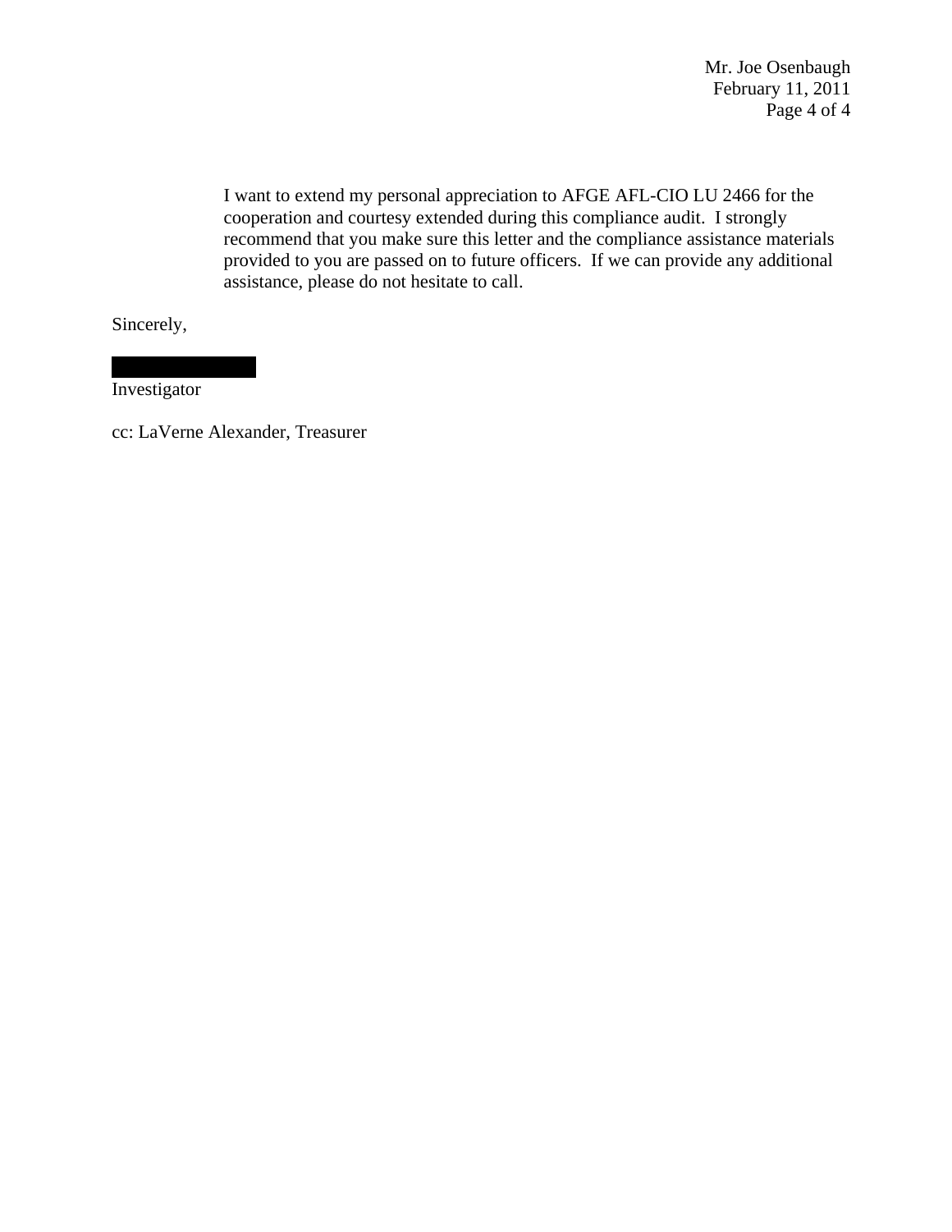I want to extend my personal appreciation to AFGE AFL-CIO LU 2466 for the cooperation and courtesy extended during this compliance audit. I strongly recommend that you make sure this letter and the compliance assistance materials provided to you are passed on to future officers. If we can provide any additional assistance, please do not hesitate to call.

Sincerely,

Investigator

cc: LaVerne Alexander, Treasurer